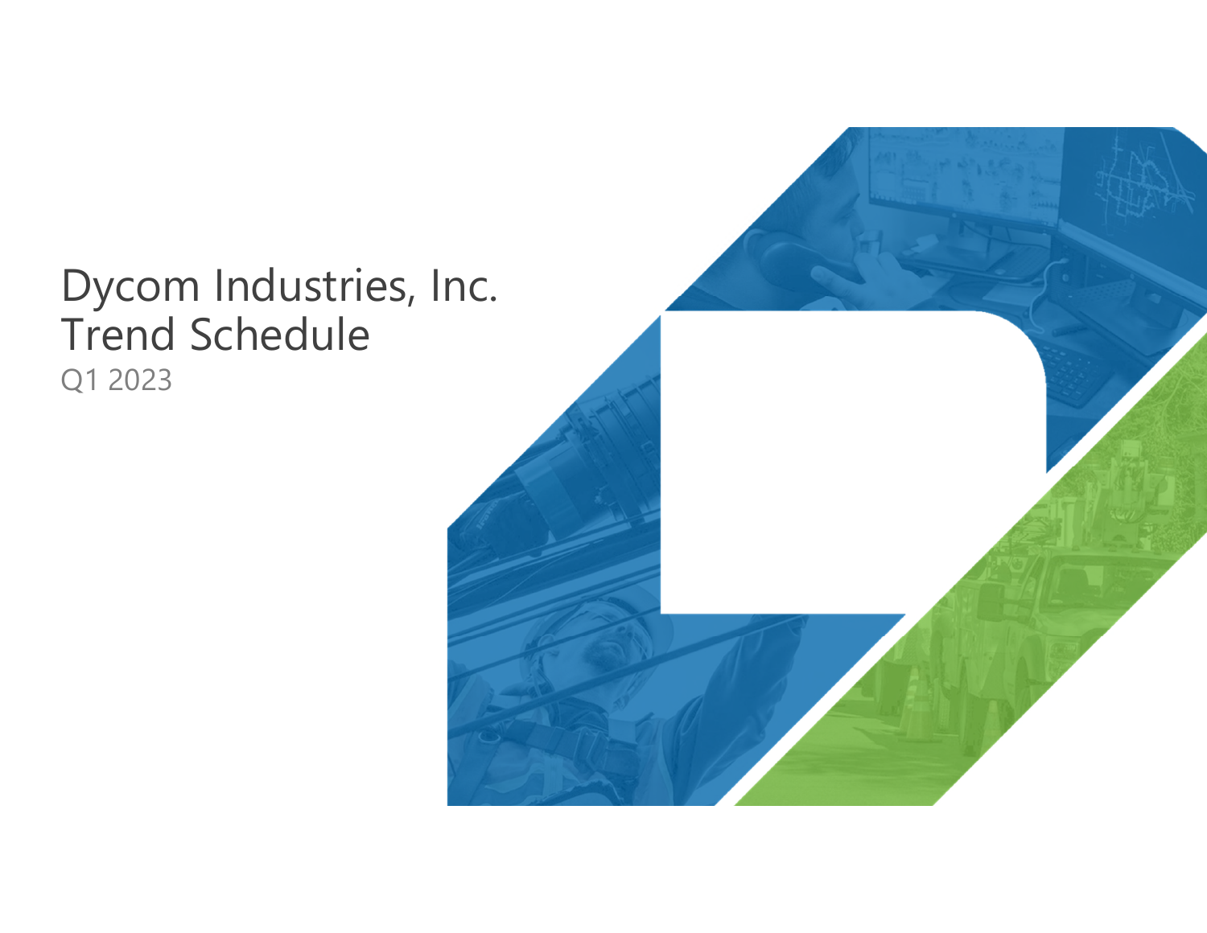# Dycom Industries, Inc.
# Trend Schedule

Q1 2023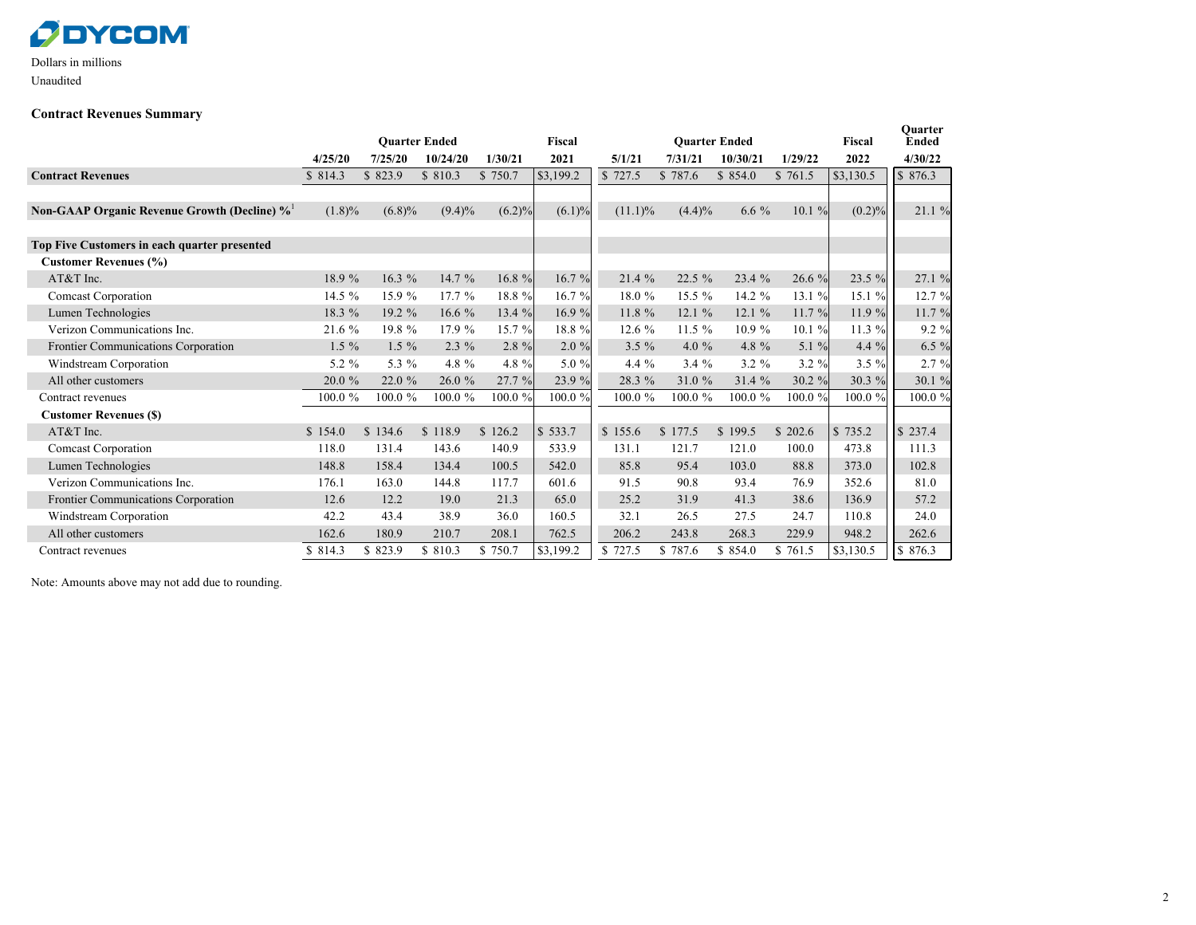**DYCOM**

Dollars in millions

Unaudited

### Contract Revenues Summary

| | Quarter Ended | | | | Fiscal | Quarter Ended | | | | Fiscal | Quarter Ended |
|---|---|---|---|---|---|---|---|---|---|---|---|
| | 4/25/20 | 7/25/20 | 10/24/20 | 1/30/21 | 2021 | 5/1/21 | 7/31/21 | 10/30/21 | 1/29/22 | 2022 | 4/30/22 |
| **Contract Revenues** | $ 814.3 | $ 823.9 | $ 810.3 | $ 750.7 | $3,199.2 | $ 727.5 | $ 787.6 | $ 854.0 | $ 761.5 | $3,130.5 | $ 876.3 |
| | | | | | | | | | | | |
| **Non-GAAP Organic Revenue Growth (Decline) %**[1] | (1.8)% | (6.8)% | (9.4)% | (6.2)% | (6.1)% | (11.1)% | (4.4)% | 6.6 % | 10.1 % | (0.2)% | 21.1 % |
| | | | | | | | | | | | |
| **Top Five Customers in each quarter presented** | | | | | | | | | | | |
| **Customer Revenues (%)** | | | | | | | | | | | |
| AT&T Inc. | 18.9 % | 16.3 % | 14.7 % | 16.8 % | 16.7 % | 21.4 % | 22.5 % | 23.4 % | 26.6 % | 23.5 % | 27.1 % |
| Comcast Corporation | 14.5 % | 15.9 % | 17.7 % | 18.8 % | 16.7 % | 18.0 % | 15.5 % | 14.2 % | 13.1 % | 15.1 % | 12.7 % |
| Lumen Technologies | 18.3 % | 19.2 % | 16.6 % | 13.4 % | 16.9 % | 11.8 % | 12.1 % | 12.1 % | 11.7 % | 11.9 % | 11.7 % |
| Verizon Communications Inc. | 21.6 % | 19.8 % | 17.9 % | 15.7 % | 18.8 % | 12.6 % | 11.5 % | 10.9 % | 10.1 % | 11.3 % | 9.2 % |
| Frontier Communications Corporation | 1.5 % | 1.5 % | 2.3 % | 2.8 % | 2.0 % | 3.5 % | 4.0 % | 4.8 % | 5.1 % | 4.4 % | 6.5 % |
| Windstream Corporation | 5.2 % | 5.3 % | 4.8 % | 4.8 % | 5.0 % | 4.4 % | 3.4 % | 3.2 % | 3.2 % | 3.5 % | 2.7 % |
| All other customers | 20.0 % | 22.0 % | 26.0 % | 27.7 % | 23.9 % | 28.3 % | 31.0 % | 31.4 % | 30.2 % | 30.3 % | 30.1 % |
| Contract revenues | 100.0 % | 100.0 % | 100.0 % | 100.0 % | 100.0 % | 100.0 % | 100.0 % | 100.0 % | 100.0 % | 100.0 % | 100.0 % |
| **Customer Revenues ($)** | | | | | | | | | | | |
| AT&T Inc. | $ 154.0 | $ 134.6 | $ 118.9 | $ 126.2 | $ 533.7 | $ 155.6 | $ 177.5 | $ 199.5 | $ 202.6 | $ 735.2 | $ 237.4 |
| Comcast Corporation | 118.0 | 131.4 | 143.6 | 140.9 | 533.9 | 131.1 | 121.7 | 121.0 | 100.0 | 473.8 | 111.3 |
| Lumen Technologies | 148.8 | 158.4 | 134.4 | 100.5 | 542.0 | 85.8 | 95.4 | 103.0 | 88.8 | 373.0 | 102.8 |
| Verizon Communications Inc. | 176.1 | 163.0 | 144.8 | 117.7 | 601.6 | 91.5 | 90.8 | 93.4 | 76.9 | 352.6 | 81.0 |
| Frontier Communications Corporation | 12.6 | 12.2 | 19.0 | 21.3 | 65.0 | 25.2 | 31.9 | 41.3 | 38.6 | 136.9 | 57.2 |
| Windstream Corporation | 42.2 | 43.4 | 38.9 | 36.0 | 160.5 | 32.1 | 26.5 | 27.5 | 24.7 | 110.8 | 24.0 |
| All other customers | 162.6 | 180.9 | 210.7 | 208.1 | 762.5 | 206.2 | 243.8 | 268.3 | 229.9 | 948.2 | 262.6 |
| Contract revenues | $ 814.3 | $ 823.9 | $ 810.3 | $ 750.7 | $3,199.2 | $ 727.5 | $ 787.6 | $ 854.0 | $ 761.5 | $3,130.5 | $ 876.3 |

Note: Amounts above may not add due to rounding.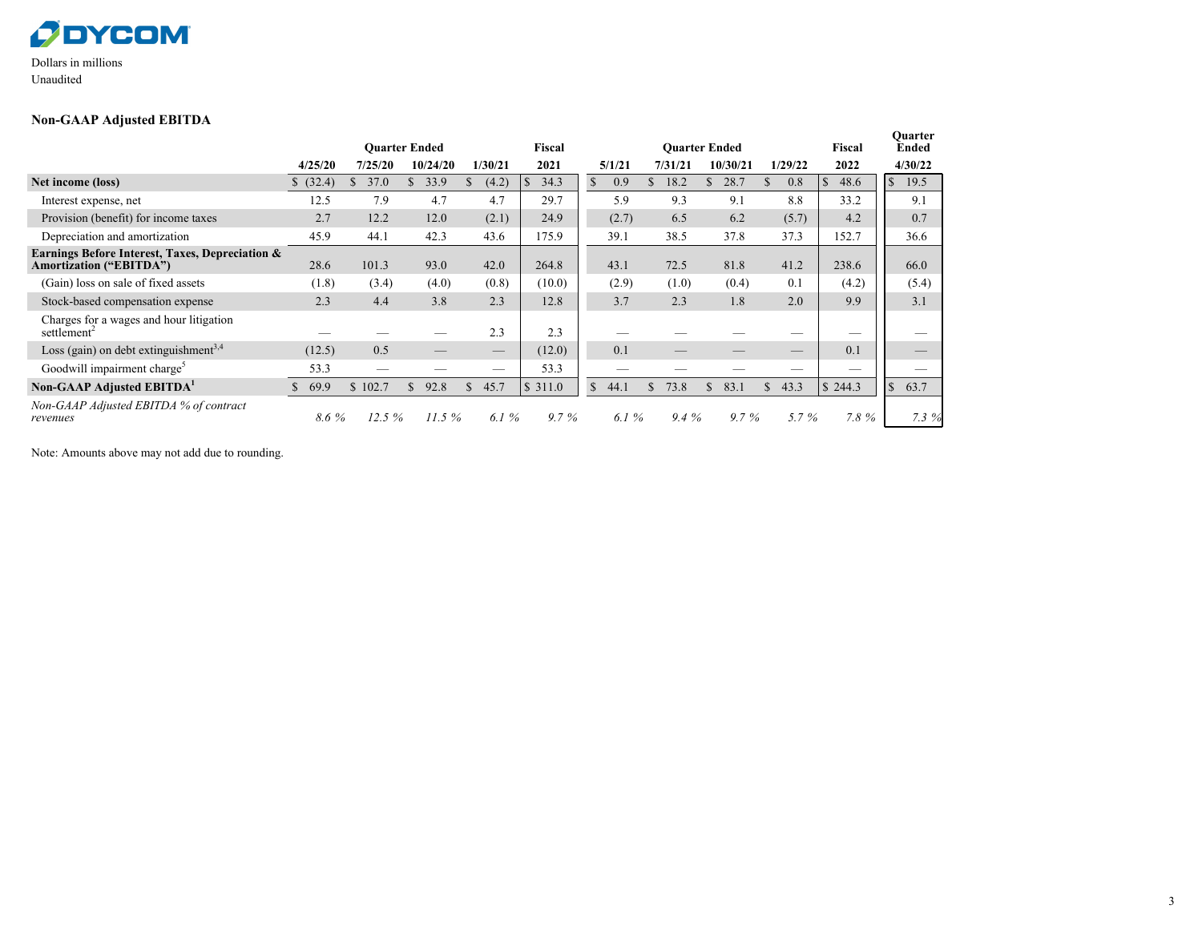Dollars in millions
Unaudited

### Non-GAAP Adjusted EBITDA

| | Quarter Ended | | | | Fiscal | Quarter Ended | | | | Fiscal | Quarter Ended |
|---|---|---|---|---|---|---|---|---|---|---|---|
| | 4/25/20 | 7/25/20 | 10/24/20 | 1/30/21 | 2021 | 5/1/21 | 7/31/21 | 10/30/21 | 1/29/22 | 2022 | 4/30/22 |
| **Net income (loss)** | $ (32.4) | $ 37.0 | $ 33.9 | $ (4.2) | $ 34.3 | $ 0.9 | $ 18.2 | $ 28.7 | $ 0.8 | $ 48.6 | $ 19.5 |
| Interest expense, net | 12.5 | 7.9 | 4.7 | 4.7 | 29.7 | 5.9 | 9.3 | 9.1 | 8.8 | 33.2 | 9.1 |
| Provision (benefit) for income taxes | 2.7 | 12.2 | 12.0 | (2.1) | 24.9 | (2.7) | 6.5 | 6.2 | (5.7) | 4.2 | 0.7 |
| Depreciation and amortization | 45.9 | 44.1 | 42.3 | 43.6 | 175.9 | 39.1 | 38.5 | 37.8 | 37.3 | 152.7 | 36.6 |
| **Earnings Before Interest, Taxes, Depreciation & Amortization ("EBITDA")** | 28.6 | 101.3 | 93.0 | 42.0 | 264.8 | 43.1 | 72.5 | 81.8 | 41.2 | 238.6 | 66.0 |
| (Gain) loss on sale of fixed assets | (1.8) | (3.4) | (4.0) | (0.8) | (10.0) | (2.9) | (1.0) | (0.4) | 0.1 | (4.2) | (5.4) |
| Stock-based compensation expense | 2.3 | 4.4 | 3.8 | 2.3 | 12.8 | 3.7 | 2.3 | 1.8 | 2.0 | 9.9 | 3.1 |
| Charges for a wages and hour litigation settlement[2] | — | — | — | 2.3 | 2.3 | — | — | — | — | — | — |
| Loss (gain) on debt extinguishment[3,4] | (12.5) | 0.5 | — | — | (12.0) | 0.1 | — | — | — | 0.1 | — |
| Goodwill impairment charge[5] | 53.3 | — | — | — | 53.3 | — | — | — | — | — | — |
| **Non-GAAP Adjusted EBITDA[1]** | $ 69.9 | $ 102.7 | $ 92.8 | $ 45.7 | $ 311.0 | $ 44.1 | $ 73.8 | $ 83.1 | $ 43.3 | $ 244.3 | $ 63.7 |
| *Non-GAAP Adjusted EBITDA % of contract revenues* | *8.6 %* | *12.5 %* | *11.5 %* | *6.1 %* | *9.7 %* | *6.1 %* | *9.4 %* | *9.7 %* | *5.7 %* | *7.8 %* | *7.3 %* |

Note: Amounts above may not add due to rounding.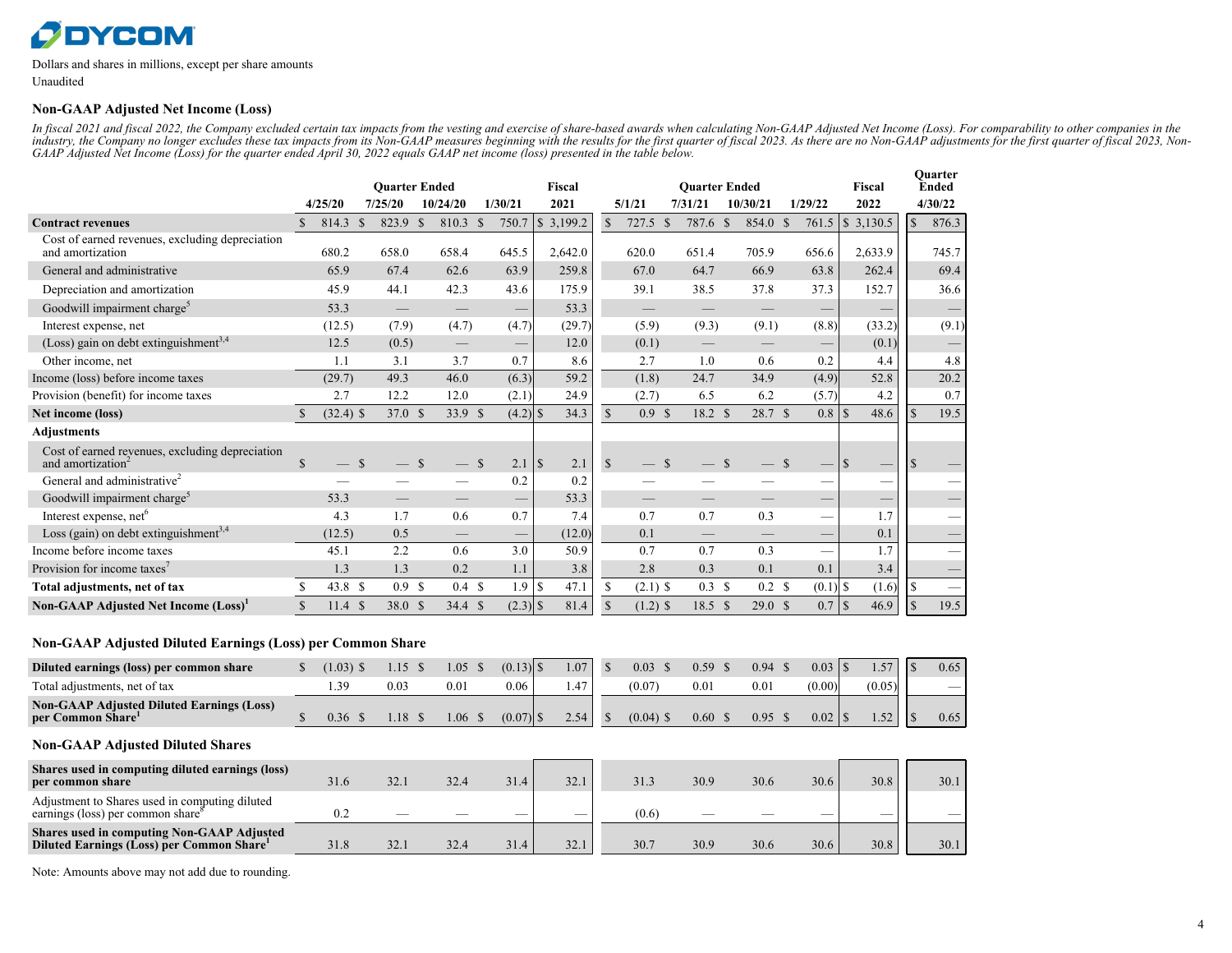DYCOM

Dollars and shares in millions, except per share amounts
Unaudited

### Non-GAAP Adjusted Net Income (Loss)

*In fiscal 2021 and fiscal 2022, the Company excluded certain tax impacts from the vesting and exercise of share-based awards when calculating Non-GAAP Adjusted Net Income (Loss). For comparability to other companies in the industry, the Company no longer excludes these tax impacts from its Non-GAAP measures beginning with the results for the first quarter of fiscal 2023. As there are no Non-GAAP adjustments for the first quarter of fiscal 2023, Non-GAAP Adjusted Net Income (Loss) for the quarter ended April 30, 2022 equals GAAP net income (loss) presented in the table below.*

| | Quarter Ended | | | | Fiscal | Quarter Ended | | | | Fiscal | Quarter Ended |
|---|---|---|---|---|---|---|---|---|---|---|---|
| | 4/25/20 | 7/25/20 | 10/24/20 | 1/30/21 | 2021 | 5/1/21 | 7/31/21 | 10/30/21 | 1/29/22 | 2022 | 4/30/22 |
| **Contract revenues** | $ 814.3 | $ 823.9 | $ 810.3 | $ 750.7 | $ 3,199.2 | $ 727.5 | $ 787.6 | $ 854.0 | $ 761.5 | $ 3,130.5 | $ 876.3 |
| Cost of earned revenues, excluding depreciation and amortization | 680.2 | 658.0 | 658.4 | 645.5 | 2,642.0 | 620.0 | 651.4 | 705.9 | 656.6 | 2,633.9 | 745.7 |
| General and administrative | 65.9 | 67.4 | 62.6 | 63.9 | 259.8 | 67.0 | 64.7 | 66.9 | 63.8 | 262.4 | 69.4 |
| Depreciation and amortization | 45.9 | 44.1 | 42.3 | 43.6 | 175.9 | 39.1 | 38.5 | 37.8 | 37.3 | 152.7 | 36.6 |
| Goodwill impairment charge[5] | 53.3 | — | — | — | 53.3 | — | — | — | — | — | — |
| Interest expense, net | (12.5) | (7.9) | (4.7) | (4.7) | (29.7) | (5.9) | (9.3) | (9.1) | (8.8) | (33.2) | (9.1) |
| (Loss) gain on debt extinguishment[3,4] | 12.5 | (0.5) | — | — | 12.0 | (0.1) | — | — | — | (0.1) | — |
| Other income, net | 1.1 | 3.1 | 3.7 | 0.7 | 8.6 | 2.7 | 1.0 | 0.6 | 0.2 | 4.4 | 4.8 |
| Income (loss) before income taxes | (29.7) | 49.3 | 46.0 | (6.3) | 59.2 | (1.8) | 24.7 | 34.9 | (4.9) | 52.8 | 20.2 |
| Provision (benefit) for income taxes | 2.7 | 12.2 | 12.0 | (2.1) | 24.9 | (2.7) | 6.5 | 6.2 | (5.7) | 4.2 | 0.7 |
| **Net income (loss)** | $ (32.4) | $ 37.0 | $ 33.9 | $ (4.2) | $ 34.3 | $ 0.9 | $ 18.2 | $ 28.7 | $ 0.8 | $ 48.6 | $ 19.5 |
| **Adjustments** | | | | | | | | | | | |
| Cost of earned revenues, excluding depreciation and amortization[2] | $ — | $ — | $ — | $ 2.1 | $ 2.1 | $ — | $ — | $ — | $ — | $ — | $ — |
| General and administrative[2] | — | — | — | 0.2 | 0.2 | — | — | — | — | — | — |
| Goodwill impairment charge[5] | 53.3 | — | — | — | 53.3 | — | — | — | — | — | — |
| Interest expense, net[6] | 4.3 | 1.7 | 0.6 | 0.7 | 7.4 | 0.7 | 0.7 | 0.3 | — | 1.7 | — |
| Loss (gain) on debt extinguishment[3,4] | (12.5) | 0.5 | — | — | (12.0) | 0.1 | — | — | — | 0.1 | — |
| Income before income taxes | 45.1 | 2.2 | 0.6 | 3.0 | 50.9 | 0.7 | 0.7 | 0.3 | — | 1.7 | — |
| Provision for income taxes[7] | 1.3 | 1.3 | 0.2 | 1.1 | 3.8 | 2.8 | 0.3 | 0.1 | 0.1 | 3.4 | — |
| **Total adjustments, net of tax** | $ 43.8 | $ 0.9 | $ 0.4 | $ 1.9 | $ 47.1 | $ (2.1) | $ 0.3 | $ 0.2 | $ (0.1) | $ (1.6) | $ — |
| **Non-GAAP Adjusted Net Income (Loss)[1]** | $ 11.4 | $ 38.0 | $ 34.4 | $ (2.3) | $ 81.4 | $ (1.2) | $ 18.5 | $ 29.0 | $ 0.7 | $ 46.9 | $ 19.5 |

### Non-GAAP Adjusted Diluted Earnings (Loss) per Common Share

| | 4/25/20 | 7/25/20 | 10/24/20 | 1/30/21 | Fiscal 2021 | 5/1/21 | 7/31/21 | 10/30/21 | 1/29/22 | Fiscal 2022 | 4/30/22 |
|---|---|---|---|---|---|---|---|---|---|---|---|
| **Diluted earnings (loss) per common share** | $ (1.03) | $ 1.15 | $ 1.05 | $ (0.13) | $ 1.07 | $ 0.03 | $ 0.59 | $ 0.94 | $ 0.03 | $ 1.57 | $ 0.65 |
| Total adjustments, net of tax | 1.39 | 0.03 | 0.01 | 0.06 | 1.47 | (0.07) | 0.01 | 0.01 | (0.00) | (0.05) | — |
| **Non-GAAP Adjusted Diluted Earnings (Loss) per Common Share[1]** | $ 0.36 | $ 1.18 | $ 1.06 | $ (0.07) | $ 2.54 | $ (0.04) | $ 0.60 | $ 0.95 | $ 0.02 | $ 1.52 | $ 0.65 |

### Non-GAAP Adjusted Diluted Shares

| | 4/25/20 | 7/25/20 | 10/24/20 | 1/30/21 | Fiscal 2021 | 5/1/21 | 7/31/21 | 10/30/21 | 1/29/22 | Fiscal 2022 | 4/30/22 |
|---|---|---|---|---|---|---|---|---|---|---|---|
| **Shares used in computing diluted earnings (loss) per common share** | 31.6 | 32.1 | 32.4 | 31.4 | 32.1 | 31.3 | 30.9 | 30.6 | 30.6 | 30.8 | 30.1 |
| Adjustment to Shares used in computing diluted earnings (loss) per common share[8] | 0.2 | — | — | — | — | (0.6) | — | — | — | — | — |
| **Shares used in computing Non-GAAP Adjusted Diluted Earnings (Loss) per Common Share[1]** | 31.8 | 32.1 | 32.4 | 31.4 | 32.1 | 30.7 | 30.9 | 30.6 | 30.6 | 30.8 | 30.1 |

Note: Amounts above may not add due to rounding.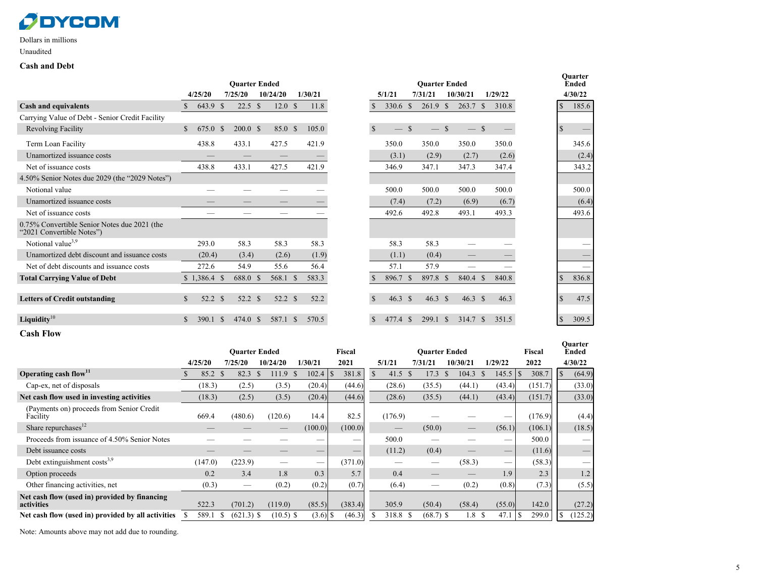DYCOM

Dollars in millions

Unaudited

## Cash and Debt

| | Quarter Ended | | | | Quarter Ended | | | | Quarter Ended |
|---|---|---|---|---|---|---|---|---|---|
| | 4/25/20 | 7/25/20 | 10/24/20 | 1/30/21 | 5/1/21 | 7/31/21 | 10/30/21 | 1/29/22 | 4/30/22 |
| **Cash and equivalents** | $ 643.9 | $ 22.5 | $ 12.0 | $ 11.8 | $ 330.6 | $ 261.9 | $ 263.7 | $ 310.8 | $ 185.6 |
| Carrying Value of Debt - Senior Credit Facility | | | | | | | | | |
| Revolving Facility | $ 675.0 | $ 200.0 | $ 85.0 | $ 105.0 | $ — | $ — | $ — | $ — | $ — |
| Term Loan Facility | 438.8 | 433.1 | 427.5 | 421.9 | 350.0 | 350.0 | 350.0 | 350.0 | 345.6 |
| Unamortized issuance costs | — | — | — | — | (3.1) | (2.9) | (2.7) | (2.6) | (2.4) |
| Net of issuance costs | 438.8 | 433.1 | 427.5 | 421.9 | 346.9 | 347.1 | 347.3 | 347.4 | 343.2 |
| 4.50% Senior Notes due 2029 (the "2029 Notes") | | | | | | | | | |
| Notional value | — | — | — | — | 500.0 | 500.0 | 500.0 | 500.0 | 500.0 |
| Unamortized issuance costs | — | — | — | — | (7.4) | (7.2) | (6.9) | (6.7) | (6.4) |
| Net of issuance costs | — | — | — | — | 492.6 | 492.8 | 493.1 | 493.3 | 493.6 |
| 0.75% Convertible Senior Notes due 2021 (the "2021 Convertible Notes") | | | | | | | | | |
| Notional value[3,9] | 293.0 | 58.3 | 58.3 | 58.3 | 58.3 | 58.3 | — | — | — |
| Unamortized debt discount and issuance costs | (20.4) | (3.4) | (2.6) | (1.9) | (1.1) | (0.4) | — | — | — |
| Net of debt discounts and issuance costs | 272.6 | 54.9 | 55.6 | 56.4 | 57.1 | 57.9 | — | — | — |
| **Total Carrying Value of Debt** | $ 1,386.4 | $ 688.0 | $ 568.1 | $ 583.3 | $ 896.7 | $ 897.8 | $ 840.4 | $ 840.8 | $ 836.8 |
| **Letters of Credit outstanding** | $ 52.2 | $ 52.2 | $ 52.2 | $ 52.2 | $ 46.3 | $ 46.3 | $ 46.3 | $ 46.3 | $ 47.5 |
| **Liquidity**[10] | $ 390.1 | $ 474.0 | $ 587.1 | $ 570.5 | $ 477.4 | $ 299.1 | $ 314.7 | $ 351.5 | $ 309.5 |

## Cash Flow

| | Quarter Ended | | | | Fiscal | Quarter Ended | | | | Fiscal | Quarter Ended |
|---|---|---|---|---|---|---|---|---|---|---|---|
| | 4/25/20 | 7/25/20 | 10/24/20 | 1/30/21 | 2021 | 5/1/21 | 7/31/21 | 10/30/21 | 1/29/22 | 2022 | 4/30/22 |
| **Operating cash flow**[11] | $ 85.2 | $ 82.3 | $ 111.9 | $ 102.4 | $ 381.8 | $ 41.5 | $ 17.3 | $ 104.3 | $ 145.5 | $ 308.7 | $ (64.9) |
| Cap-ex, net of disposals | (18.3) | (2.5) | (3.5) | (20.4) | (44.6) | (28.6) | (35.5) | (44.1) | (43.4) | (151.7) | (33.0) |
| **Net cash flow used in investing activities** | (18.3) | (2.5) | (3.5) | (20.4) | (44.6) | (28.6) | (35.5) | (44.1) | (43.4) | (151.7) | (33.0) |
| (Payments on) proceeds from Senior Credit Facility | 669.4 | (480.6) | (120.6) | 14.4 | 82.5 | (176.9) | — | — | — | (176.9) | (4.4) |
| Share repurchases[12] | — | — | — | (100.0) | (100.0) | — | (50.0) | — | (56.1) | (106.1) | (18.5) |
| Proceeds from issuance of 4.50% Senior Notes | — | — | — | — | — | 500.0 | — | — | — | 500.0 | — |
| Debt issuance costs | — | — | — | — | — | (11.2) | (0.4) | — | — | (11.6) | — |
| Debt extinguishment costs[3,9] | (147.0) | (223.9) | — | — | (371.0) | — | — | (58.3) | — | (58.3) | — |
| Option proceeds | 0.2 | 3.4 | 1.8 | 0.3 | 5.7 | 0.4 | — | — | 1.9 | 2.3 | 1.2 |
| Other financing activities, net | (0.3) | — | (0.2) | (0.2) | (0.7) | (6.4) | — | (0.2) | (0.8) | (7.3) | (5.5) |
| **Net cash flow (used in) provided by financing activities** | 522.3 | (701.2) | (119.0) | (85.5) | (383.4) | 305.9 | (50.4) | (58.4) | (55.0) | 142.0 | (27.2) |
| **Net cash flow (used in) provided by all activities** | $ 589.1 | $ (621.3) | $ (10.5) | $ (3.6) | $ (46.3) | $ 318.8 | $ (68.7) | $ 1.8 | $ 47.1 | $ 299.0 | $ (125.2) |

Note: Amounts above may not add due to rounding.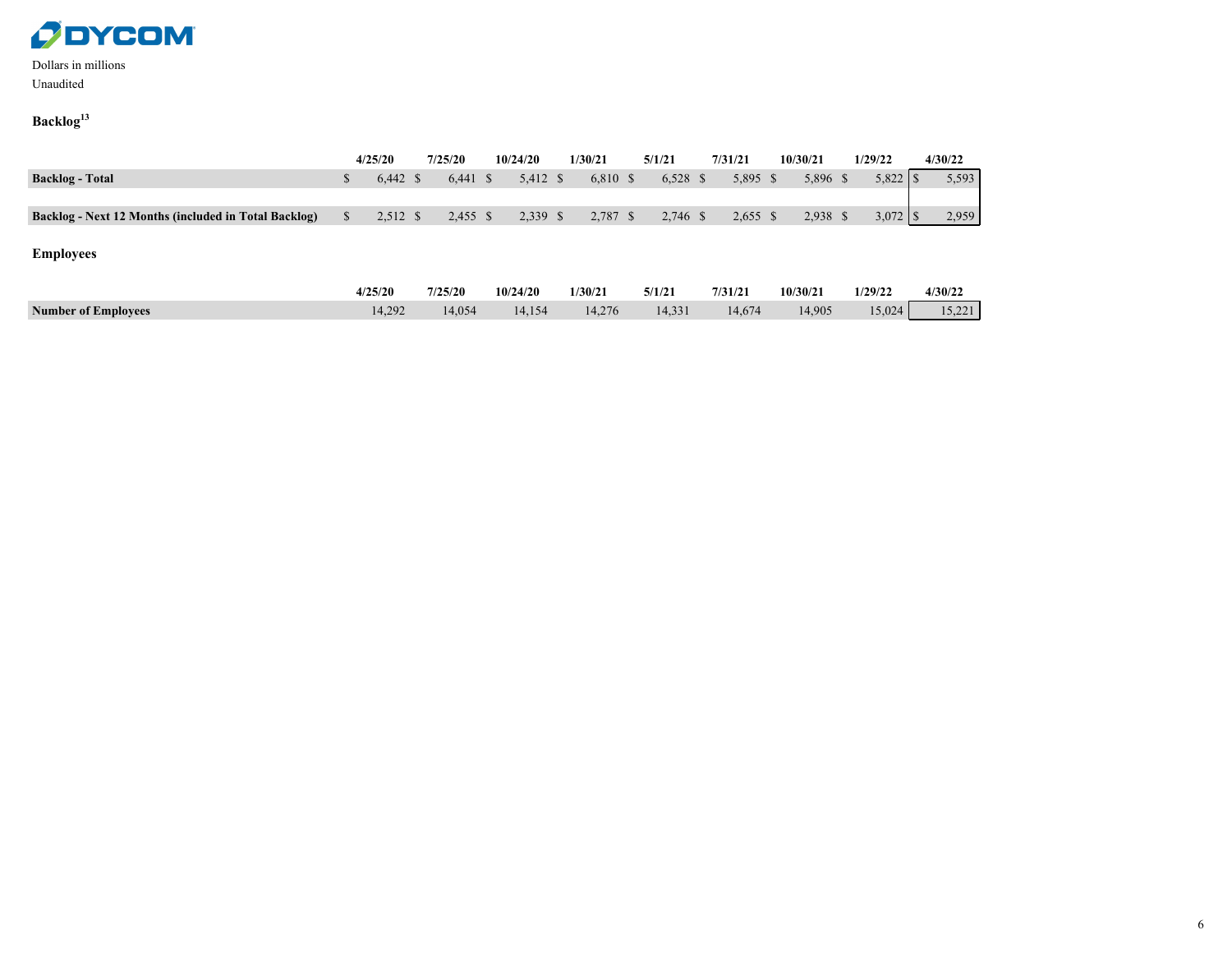Dollars in millions

Unaudited

### Backlog[13]

| | 4/25/20 | 7/25/20 | 10/24/20 | 1/30/21 | 5/1/21 | 7/31/21 | 10/30/21 | 1/29/22 | 4/30/22 |
|---|---|---|---|---|---|---|---|---|---|
| **Backlog - Total** | $ 6,442 | $ 6,441 | $ 5,412 | $ 6,810 | $ 6,528 | $ 5,895 | $ 5,896 | $ 5,822 | $ 5,593 |
| **Backlog - Next 12 Months (included in Total Backlog)** | $ 2,512 | $ 2,455 | $ 2,339 | $ 2,787 | $ 2,746 | $ 2,655 | $ 2,938 | $ 3,072 | $ 2,959 |

### Employees

| | 4/25/20 | 7/25/20 | 10/24/20 | 1/30/21 | 5/1/21 | 7/31/21 | 10/30/21 | 1/29/22 | 4/30/22 |
|---|---|---|---|---|---|---|---|---|---|
| **Number of Employees** | 14,292 | 14,054 | 14,154 | 14,276 | 14,331 | 14,674 | 14,905 | 15,024 | 15,221 |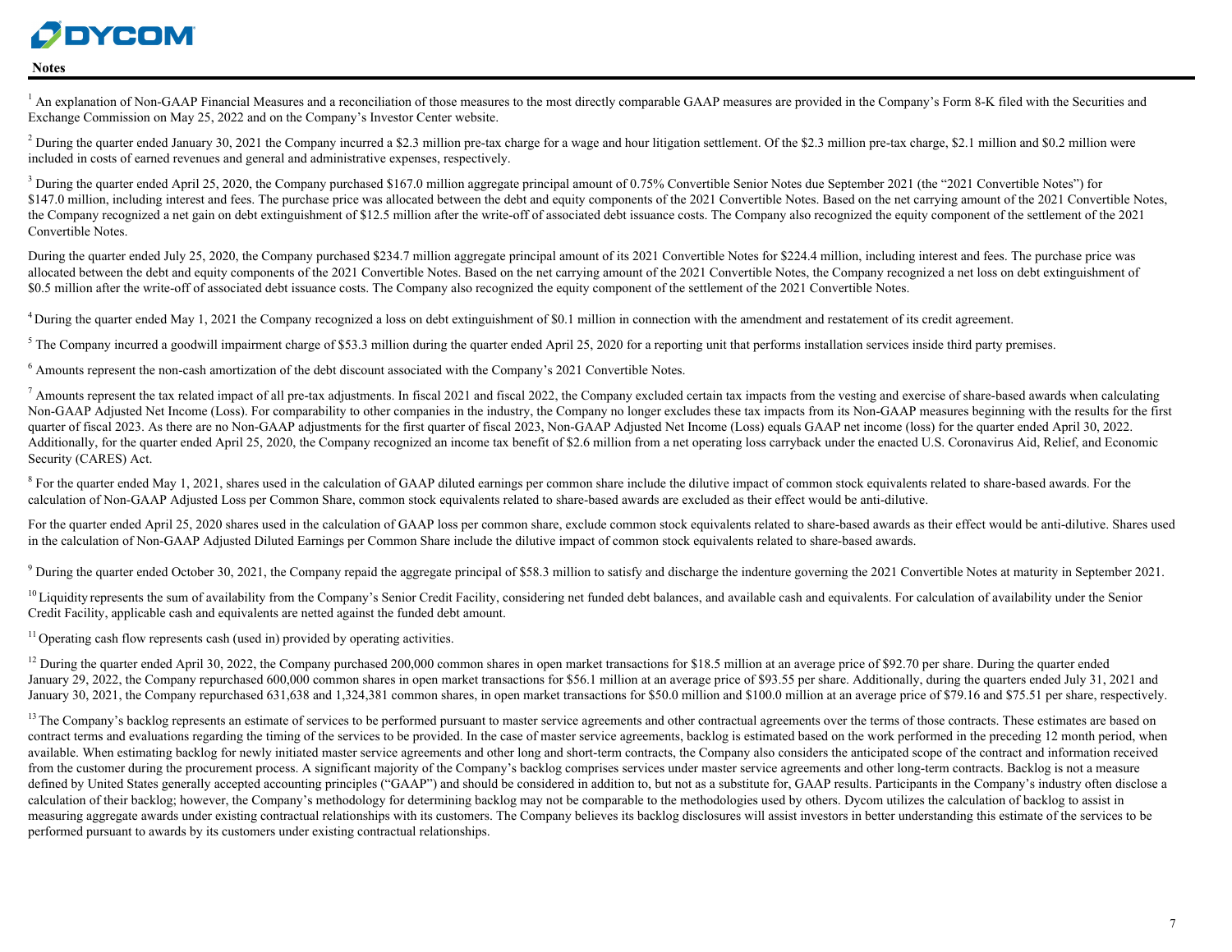DYCOM

## Notes

[1] An explanation of Non-GAAP Financial Measures and a reconciliation of those measures to the most directly comparable GAAP measures are provided in the Company's Form 8-K filed with the Securities and Exchange Commission on May 25, 2022 and on the Company's Investor Center website.

[2] During the quarter ended January 30, 2021 the Company incurred a $2.3 million pre-tax charge for a wage and hour litigation settlement. Of the $2.3 million pre-tax charge, $2.1 million and $0.2 million were included in costs of earned revenues and general and administrative expenses, respectively.

[3] During the quarter ended April 25, 2020, the Company purchased $167.0 million aggregate principal amount of 0.75% Convertible Senior Notes due September 2021 (the "2021 Convertible Notes") for $147.0 million, including interest and fees. The purchase price was allocated between the debt and equity components of the 2021 Convertible Notes. Based on the net carrying amount of the 2021 Convertible Notes, the Company recognized a net gain on debt extinguishment of $12.5 million after the write-off of associated debt issuance costs. The Company also recognized the equity component of the settlement of the 2021 Convertible Notes.

During the quarter ended July 25, 2020, the Company purchased $234.7 million aggregate principal amount of its 2021 Convertible Notes for $224.4 million, including interest and fees. The purchase price was allocated between the debt and equity components of the 2021 Convertible Notes. Based on the net carrying amount of the 2021 Convertible Notes, the Company recognized a net loss on debt extinguishment of $0.5 million after the write-off of associated debt issuance costs. The Company also recognized the equity component of the settlement of the 2021 Convertible Notes.

[4] During the quarter ended May 1, 2021 the Company recognized a loss on debt extinguishment of $0.1 million in connection with the amendment and restatement of its credit agreement.

[5] The Company incurred a goodwill impairment charge of $53.3 million during the quarter ended April 25, 2020 for a reporting unit that performs installation services inside third party premises.

[6] Amounts represent the non-cash amortization of the debt discount associated with the Company's 2021 Convertible Notes.

[7] Amounts represent the tax related impact of all pre-tax adjustments. In fiscal 2021 and fiscal 2022, the Company excluded certain tax impacts from the vesting and exercise of share-based awards when calculating Non-GAAP Adjusted Net Income (Loss). For comparability to other companies in the industry, the Company no longer excludes these tax impacts from its Non-GAAP measures beginning with the results for the first quarter of fiscal 2023. As there are no Non-GAAP adjustments for the first quarter of fiscal 2023, Non-GAAP Adjusted Net Income (Loss) equals GAAP net income (loss) for the quarter ended April 30, 2022. Additionally, for the quarter ended April 25, 2020, the Company recognized an income tax benefit of $2.6 million from a net operating loss carryback under the enacted U.S. Coronavirus Aid, Relief, and Economic Security (CARES) Act.

[8] For the quarter ended May 1, 2021, shares used in the calculation of GAAP diluted earnings per common share include the dilutive impact of common stock equivalents related to share-based awards. For the calculation of Non-GAAP Adjusted Loss per Common Share, common stock equivalents related to share-based awards are excluded as their effect would be anti-dilutive.

For the quarter ended April 25, 2020 shares used in the calculation of GAAP loss per common share, exclude common stock equivalents related to share-based awards as their effect would be anti-dilutive. Shares used in the calculation of Non-GAAP Adjusted Diluted Earnings per Common Share include the dilutive impact of common stock equivalents related to share-based awards.

[9] During the quarter ended October 30, 2021, the Company repaid the aggregate principal of $58.3 million to satisfy and discharge the indenture governing the 2021 Convertible Notes at maturity in September 2021.

[10] Liquidity represents the sum of availability from the Company's Senior Credit Facility, considering net funded debt balances, and available cash and equivalents. For calculation of availability under the Senior Credit Facility, applicable cash and equivalents are netted against the funded debt amount.

[11] Operating cash flow represents cash (used in) provided by operating activities.

[12] During the quarter ended April 30, 2022, the Company purchased 200,000 common shares in open market transactions for $18.5 million at an average price of $92.70 per share. During the quarter ended January 29, 2022, the Company repurchased 600,000 common shares in open market transactions for $56.1 million at an average price of $93.55 per share. Additionally, during the quarters ended July 31, 2021 and January 30, 2021, the Company repurchased 631,638 and 1,324,381 common shares, in open market transactions for $50.0 million and $100.0 million at an average price of $79.16 and $75.51 per share, respectively.

[13] The Company's backlog represents an estimate of services to be performed pursuant to master service agreements and other contractual agreements over the terms of those contracts. These estimates are based on contract terms and evaluations regarding the timing of the services to be provided. In the case of master service agreements, backlog is estimated based on the work performed in the preceding 12 month period, when available. When estimating backlog for newly initiated master service agreements and other long and short-term contracts, the Company also considers the anticipated scope of the contract and information received from the customer during the procurement process. A significant majority of the Company's backlog comprises services under master service agreements and other long-term contracts. Backlog is not a measure defined by United States generally accepted accounting principles ("GAAP") and should be considered in addition to, but not as a substitute for, GAAP results. Participants in the Company's industry often disclose a calculation of their backlog; however, the Company's methodology for determining backlog may not be comparable to the methodologies used by others. Dycom utilizes the calculation of backlog to assist in measuring aggregate awards under existing contractual relationships with its customers. The Company believes its backlog disclosures will assist investors in better understanding this estimate of the services to be performed pursuant to awards by its customers under existing contractual relationships.